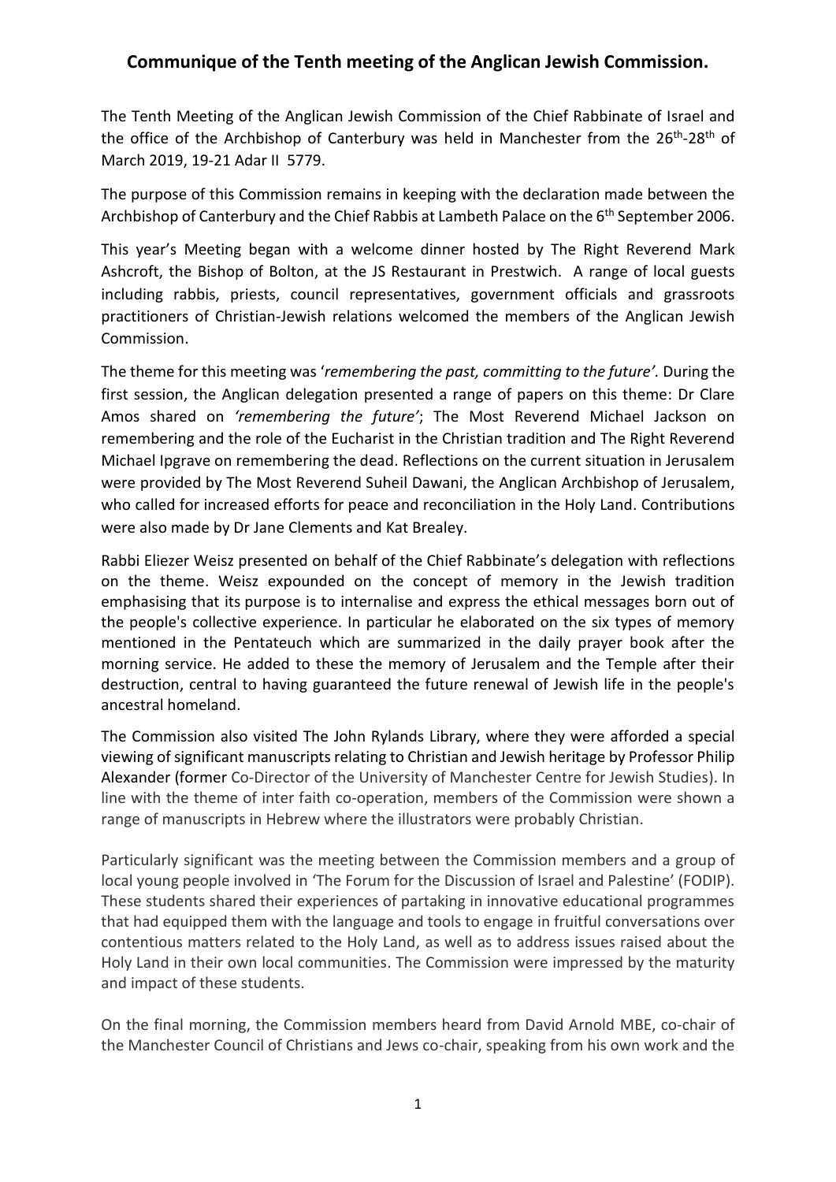# Communique of the Tenth meeting of the Anglican Jewish Commission.

The Tenth Meeting of the Anglican Jewish Commission of the Chief Rabbinate of Israel and the office of the Archbishop of Canterbury was held in Manchester from the 26th-28th of March 2019, 19-21 Adar II 5779.

The purpose of this Commission remains in keeping with the declaration made between the Archbishop of Canterbury and the Chief Rabbis at Lambeth Palace on the 6th September 2006.

This year's Meeting began with a welcome dinner hosted by The Right Reverend Mark Ashcroft, the Bishop of Bolton, at the JS Restaurant in Prestwich. A range of local guests including rabbis, priests, council representatives, government officials and grassroots practitioners of Christian-Jewish relations welcomed the members of the Anglican Jewish Commission.

The theme for this meeting was '*remembering the past, committing to the future'*. During the first session, the Anglican delegation presented a range of papers on this theme: Dr Clare Amos shared on *'remembering the future'*; The Most Reverend Michael Jackson on remembering and the role of the Eucharist in the Christian tradition and The Right Reverend Michael Ipgrave on remembering the dead. Reflections on the current situation in Jerusalem were provided by The Most Reverend Suheil Dawani, the Anglican Archbishop of Jerusalem, who called for increased efforts for peace and reconciliation in the Holy Land. Contributions were also made by Dr Jane Clements and Kat Brealey.

Rabbi Eliezer Weisz presented on behalf of the Chief Rabbinate's delegation with reflections on the theme. Weisz expounded on the concept of memory in the Jewish tradition emphasising that its purpose is to internalise and express the ethical messages born out of the people's collective experience. In particular he elaborated on the six types of memory mentioned in the Pentateuch which are summarized in the daily prayer book after the morning service. He added to these the memory of Jerusalem and the Temple after their destruction, central to having guaranteed the future renewal of Jewish life in the people's ancestral homeland.

The Commission also visited The John Rylands Library, where they were afforded a special viewing of significant manuscripts relating to Christian and Jewish heritage by Professor Philip Alexander (former Co-Director of the University of Manchester Centre for Jewish Studies). In line with the theme of inter faith co-operation, members of the Commission were shown a range of manuscripts in Hebrew where the illustrators were probably Christian.

Particularly significant was the meeting between the Commission members and a group of local young people involved in 'The Forum for the Discussion of Israel and Palestine' (FODIP). These students shared their experiences of partaking in innovative educational programmes that had equipped them with the language and tools to engage in fruitful conversations over contentious matters related to the Holy Land, as well as to address issues raised about the Holy Land in their own local communities. The Commission were impressed by the maturity and impact of these students.

On the final morning, the Commission members heard from David Arnold MBE, co-chair of the Manchester Council of Christians and Jews co-chair, speaking from his own work and the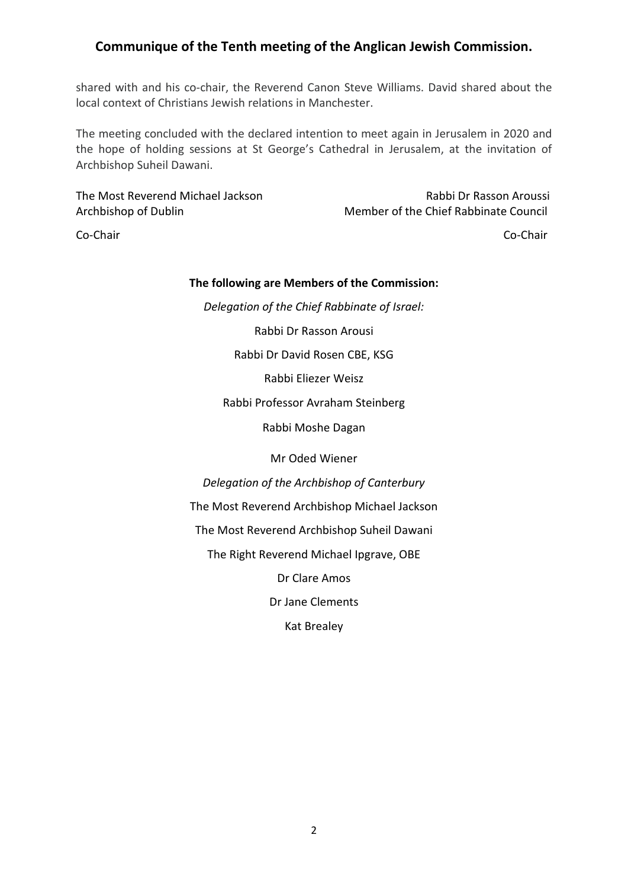shared with and his co-chair, the Reverend Canon Steve Williams. David shared about the local context of Christians Jewish relations in Manchester.

The meeting concluded with the declared intention to meet again in Jerusalem in 2020 and the hope of holding sessions at St George's Cathedral in Jerusalem, at the invitation of Archbishop Suheil Dawani.

| | |
|---|---|
| The Most Reverend Michael Jackson<br>Archbishop of Dublin | Rabbi Dr Rasson Aroussi<br>Member of the Chief Rabbinate Council |
| Co-Chair | Co-Chair |

**The following are Members of the Commission:**

*Delegation of the Chief Rabbinate of Israel:*

Rabbi Dr Rasson Arousi

Rabbi Dr David Rosen CBE, KSG

Rabbi Eliezer Weisz

Rabbi Professor Avraham Steinberg

Rabbi Moshe Dagan

Mr Oded Wiener

*Delegation of the Archbishop of Canterbury*

The Most Reverend Archbishop Michael Jackson

The Most Reverend Archbishop Suheil Dawani

The Right Reverend Michael Ipgrave, OBE

Dr Clare Amos

Dr Jane Clements

Kat Brealey